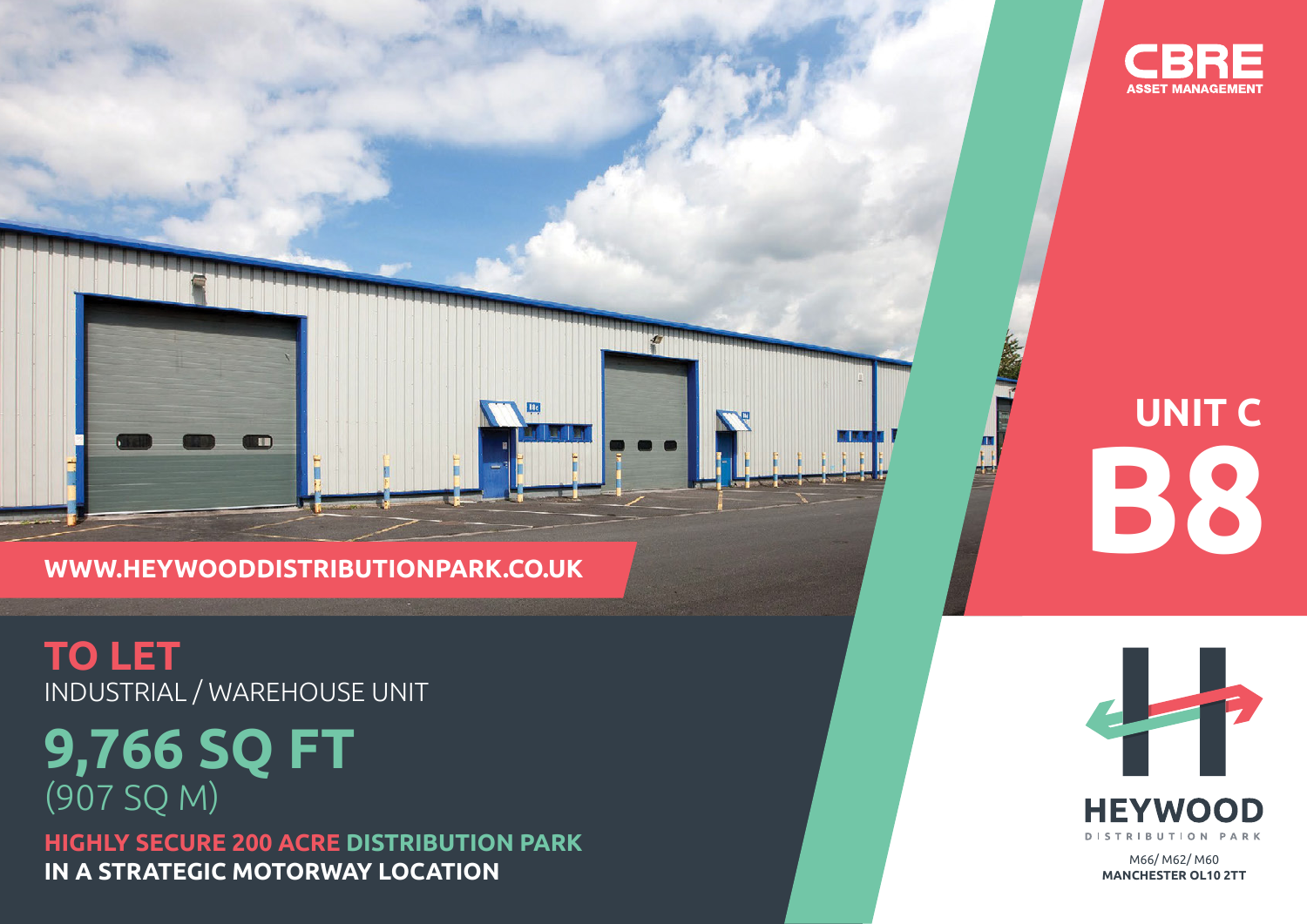CBRE
ASSET MANAGEMENT

# UNIT C B8

WWW.HEYWOODDISTRIBUTIONPARK.CO.UK

## TO LET

INDUSTRIAL / WAREHOUSE UNIT

## 9,766 SQ FT

(907 SQ M)

**HIGHLY SECURE 200 ACRE DISTRIBUTION PARK**
**IN A STRATEGIC MOTORWAY LOCATION**

HEYWOOD
DISTRIBUTION PARK

M66/ M62/ M60
**MANCHESTER OL10 2TT**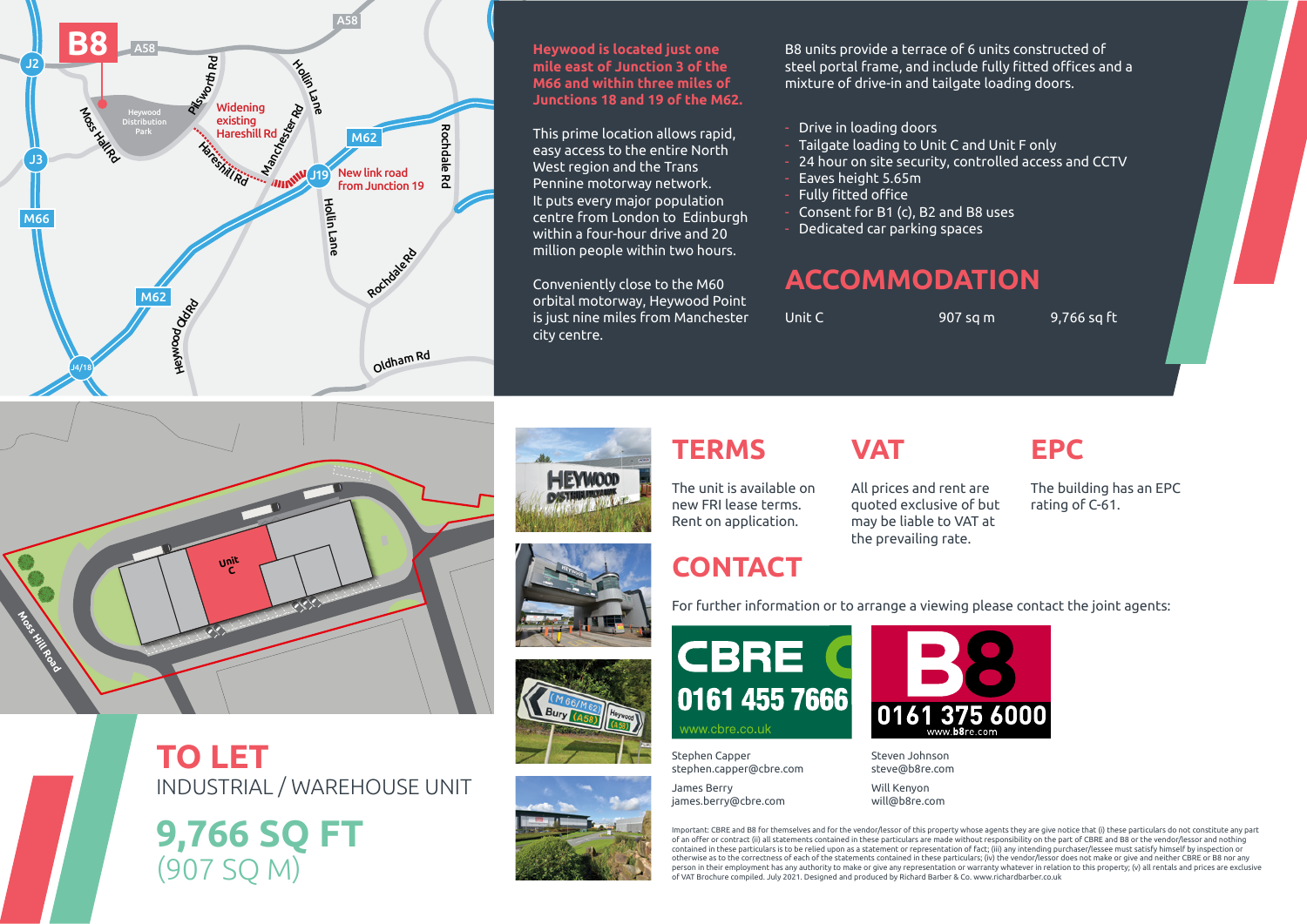**Heywood is located just one mile east of Junction 3 of the M66 and within three miles of Junctions 18 and 19 of the M62.**

This prime location allows rapid, easy access to the entire North West region and the Trans Pennine motorway network. It puts every major population centre from London to Edinburgh within a four-hour drive and 20 million people within two hours.

Conveniently close to the M60 orbital motorway, Heywood Point is just nine miles from Manchester city centre.

B8 units provide a terrace of 6 units constructed of steel portal frame, and include fully fitted offices and a mixture of drive-in and tailgate loading doors.

- Drive in loading doors
- Tailgate loading to Unit C and Unit F only
- 24 hour on site security, controlled access and CCTV
- Eaves height 5.65m
- Fully fitted office
- Consent for B1 (c), B2 and B8 uses
- Dedicated car parking spaces

## ACCOMMODATION

| | | |
|---|---|---|
| Unit C | 907 sq m | 9,766 sq ft |

# TO LET

INDUSTRIAL / WAREHOUSE UNIT

## 9,766 SQ FT

(907 SQ M)

## TERMS

The unit is available on new FRI lease terms. Rent on application.

## VAT

All prices and rent are quoted exclusive of but may be liable to VAT at the prevailing rate.

## EPC

The building has an EPC rating of C-61.

## CONTACT

For further information or to arrange a viewing please contact the joint agents:

**CBRE** 0161 455 7666 www.cbre.co.uk

Stephen Capper
stephen.capper@cbre.com

James Berry
james.berry@cbre.com

**B8** 0161 375 6000 www.b8re.com

Steven Johnson
steve@b8re.com

Will Kenyon
will@b8re.com

Important: CBRE and B8 for themselves and for the vendor/lessor of this property whose agents they are give notice that (i) these particulars do not constitute any part of an offer or contract (ii) all statements contained in these particulars are made without responsibility on the part of CBRE and B8 or the vendor/lessor and nothing contained in these particulars is to be relied upon as a statement or representation of fact; (iii) any intending purchaser/lessee must satisfy himself by inspection or otherwise as to the correctness of each of the statements contained in these particulars; (iv) the vendor/lessor does not make or give and neither CBRE or B8 nor any person in their employment has any authority to make or give any representation or warranty whatever in relation to this property; (v) all rentals and prices are exclusive of VAT Brochure compiled. July 2021. Designed and produced by Richard Barber & Co. www.richardbarber.co.uk